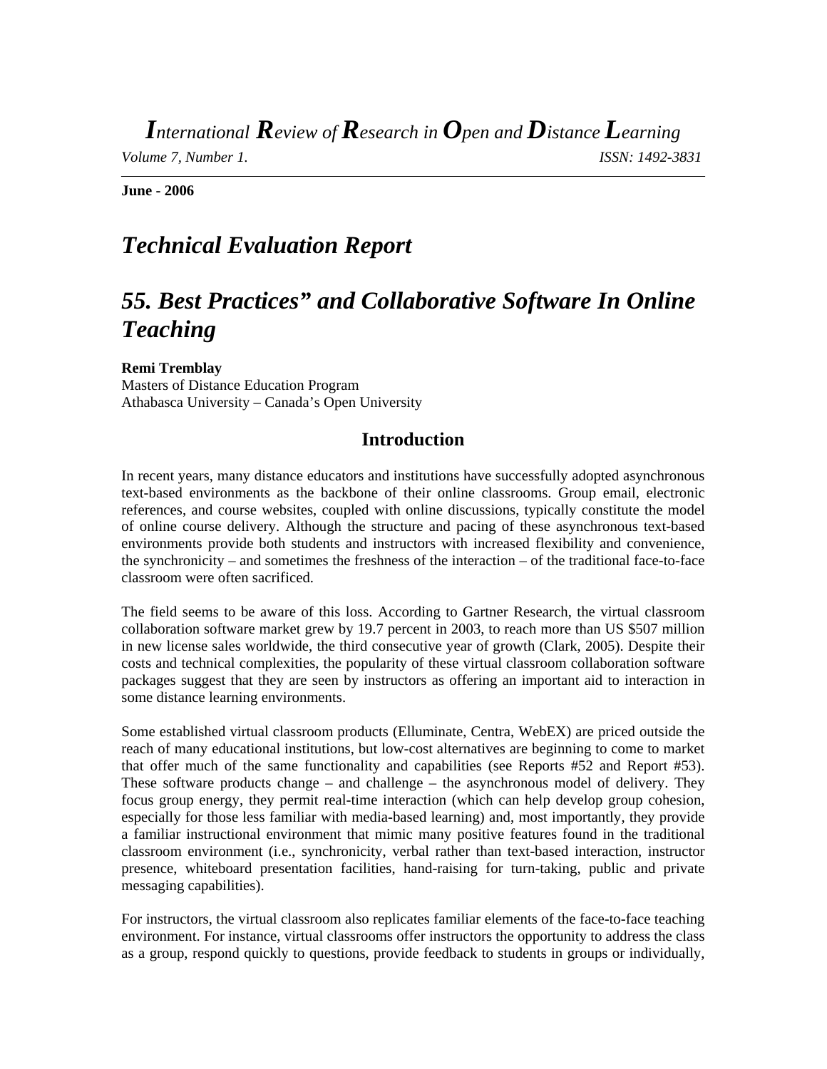*International Review of Research in Open and Distance Learning*

*Volume 7, Number 1.* *ISSN: 1492-3831*

**June - 2006**

# *Technical Evaluation Report*

# *55. Best Practices" and Collaborative Software In Online Teaching*

**Remi Tremblay**
Masters of Distance Education Program
Athabasca University – Canada's Open University

## Introduction

In recent years, many distance educators and institutions have successfully adopted asynchronous text-based environments as the backbone of their online classrooms. Group email, electronic references, and course websites, coupled with online discussions, typically constitute the model of online course delivery. Although the structure and pacing of these asynchronous text-based environments provide both students and instructors with increased flexibility and convenience, the synchronicity – and sometimes the freshness of the interaction – of the traditional face-to-face classroom were often sacrificed.

The field seems to be aware of this loss. According to Gartner Research, the virtual classroom collaboration software market grew by 19.7 percent in 2003, to reach more than US $507 million in new license sales worldwide, the third consecutive year of growth (Clark, 2005). Despite their costs and technical complexities, the popularity of these virtual classroom collaboration software packages suggest that they are seen by instructors as offering an important aid to interaction in some distance learning environments.

Some established virtual classroom products (Elluminate, Centra, WebEX) are priced outside the reach of many educational institutions, but low-cost alternatives are beginning to come to market that offer much of the same functionality and capabilities (see Reports #52 and Report #53). These software products change – and challenge – the asynchronous model of delivery. They focus group energy, they permit real-time interaction (which can help develop group cohesion, especially for those less familiar with media-based learning) and, most importantly, they provide a familiar instructional environment that mimic many positive features found in the traditional classroom environment (i.e., synchronicity, verbal rather than text-based interaction, instructor presence, whiteboard presentation facilities, hand-raising for turn-taking, public and private messaging capabilities).

For instructors, the virtual classroom also replicates familiar elements of the face-to-face teaching environment. For instance, virtual classrooms offer instructors the opportunity to address the class as a group, respond quickly to questions, provide feedback to students in groups or individually,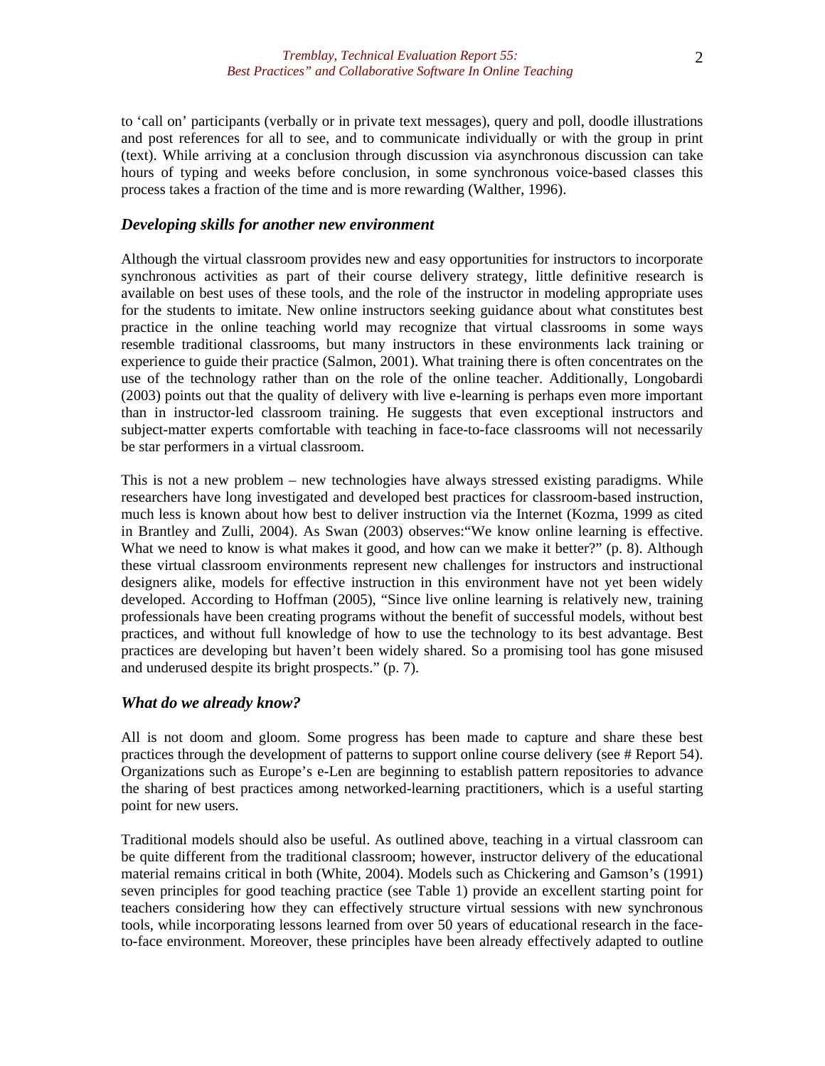to 'call on' participants (verbally or in private text messages), query and poll, doodle illustrations and post references for all to see, and to communicate individually or with the group in print (text). While arriving at a conclusion through discussion via asynchronous discussion can take hours of typing and weeks before conclusion, in some synchronous voice-based classes this process takes a fraction of the time and is more rewarding (Walther, 1996).

### *Developing skills for another new environment*

Although the virtual classroom provides new and easy opportunities for instructors to incorporate synchronous activities as part of their course delivery strategy, little definitive research is available on best uses of these tools, and the role of the instructor in modeling appropriate uses for the students to imitate. New online instructors seeking guidance about what constitutes best practice in the online teaching world may recognize that virtual classrooms in some ways resemble traditional classrooms, but many instructors in these environments lack training or experience to guide their practice (Salmon, 2001). What training there is often concentrates on the use of the technology rather than on the role of the online teacher. Additionally, Longobardi (2003) points out that the quality of delivery with live e-learning is perhaps even more important than in instructor-led classroom training. He suggests that even exceptional instructors and subject-matter experts comfortable with teaching in face-to-face classrooms will not necessarily be star performers in a virtual classroom.

This is not a new problem – new technologies have always stressed existing paradigms. While researchers have long investigated and developed best practices for classroom-based instruction, much less is known about how best to deliver instruction via the Internet (Kozma, 1999 as cited in Brantley and Zulli, 2004). As Swan (2003) observes:"We know online learning is effective. What we need to know is what makes it good, and how can we make it better?" (p. 8). Although these virtual classroom environments represent new challenges for instructors and instructional designers alike, models for effective instruction in this environment have not yet been widely developed. According to Hoffman (2005), "Since live online learning is relatively new, training professionals have been creating programs without the benefit of successful models, without best practices, and without full knowledge of how to use the technology to its best advantage. Best practices are developing but haven't been widely shared. So a promising tool has gone misused and underused despite its bright prospects." (p. 7).

### *What do we already know?*

All is not doom and gloom. Some progress has been made to capture and share these best practices through the development of patterns to support online course delivery (see # Report 54). Organizations such as Europe's e-Len are beginning to establish pattern repositories to advance the sharing of best practices among networked-learning practitioners, which is a useful starting point for new users.

Traditional models should also be useful. As outlined above, teaching in a virtual classroom can be quite different from the traditional classroom; however, instructor delivery of the educational material remains critical in both (White, 2004). Models such as Chickering and Gamson's (1991) seven principles for good teaching practice (see Table 1) provide an excellent starting point for teachers considering how they can effectively structure virtual sessions with new synchronous tools, while incorporating lessons learned from over 50 years of educational research in the face-to-face environment. Moreover, these principles have been already effectively adapted to outline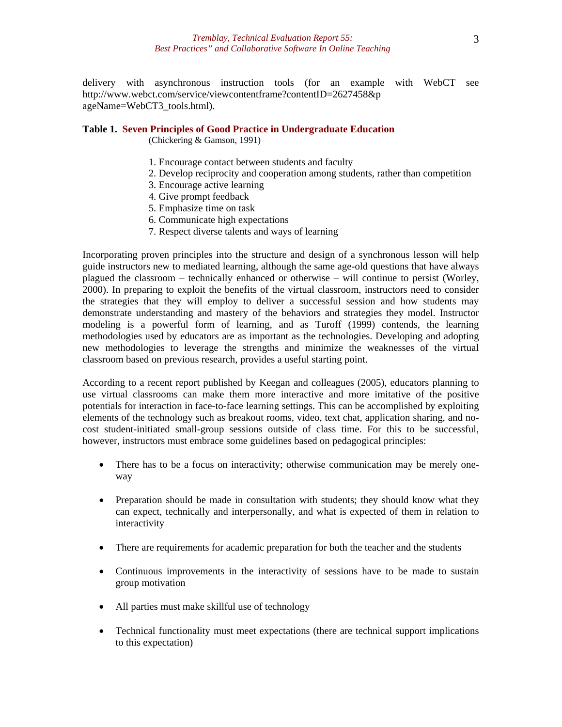delivery with asynchronous instruction tools (for an example with WebCT see http://www.webct.com/service/viewcontentframe?contentID=2627458&pageName=WebCT3_tools.html).

**Table 1. Seven Principles of Good Practice in Undergraduate Education**
(Chickering & Gamson, 1991)

1. Encourage contact between students and faculty
2. Develop reciprocity and cooperation among students, rather than competition
3. Encourage active learning
4. Give prompt feedback
5. Emphasize time on task
6. Communicate high expectations
7. Respect diverse talents and ways of learning

Incorporating proven principles into the structure and design of a synchronous lesson will help guide instructors new to mediated learning, although the same age-old questions that have always plagued the classroom – technically enhanced or otherwise – will continue to persist (Worley, 2000). In preparing to exploit the benefits of the virtual classroom, instructors need to consider the strategies that they will employ to deliver a successful session and how students may demonstrate understanding and mastery of the behaviors and strategies they model. Instructor modeling is a powerful form of learning, and as Turoff (1999) contends, the learning methodologies used by educators are as important as the technologies. Developing and adopting new methodologies to leverage the strengths and minimize the weaknesses of the virtual classroom based on previous research, provides a useful starting point.

According to a recent report published by Keegan and colleagues (2005), educators planning to use virtual classrooms can make them more interactive and more imitative of the positive potentials for interaction in face-to-face learning settings. This can be accomplished by exploiting elements of the technology such as breakout rooms, video, text chat, application sharing, and no-cost student-initiated small-group sessions outside of class time. For this to be successful, however, instructors must embrace some guidelines based on pedagogical principles:

- There has to be a focus on interactivity; otherwise communication may be merely one-way
- Preparation should be made in consultation with students; they should know what they can expect, technically and interpersonally, and what is expected of them in relation to interactivity
- There are requirements for academic preparation for both the teacher and the students
- Continuous improvements in the interactivity of sessions have to be made to sustain group motivation
- All parties must make skillful use of technology
- Technical functionality must meet expectations (there are technical support implications to this expectation)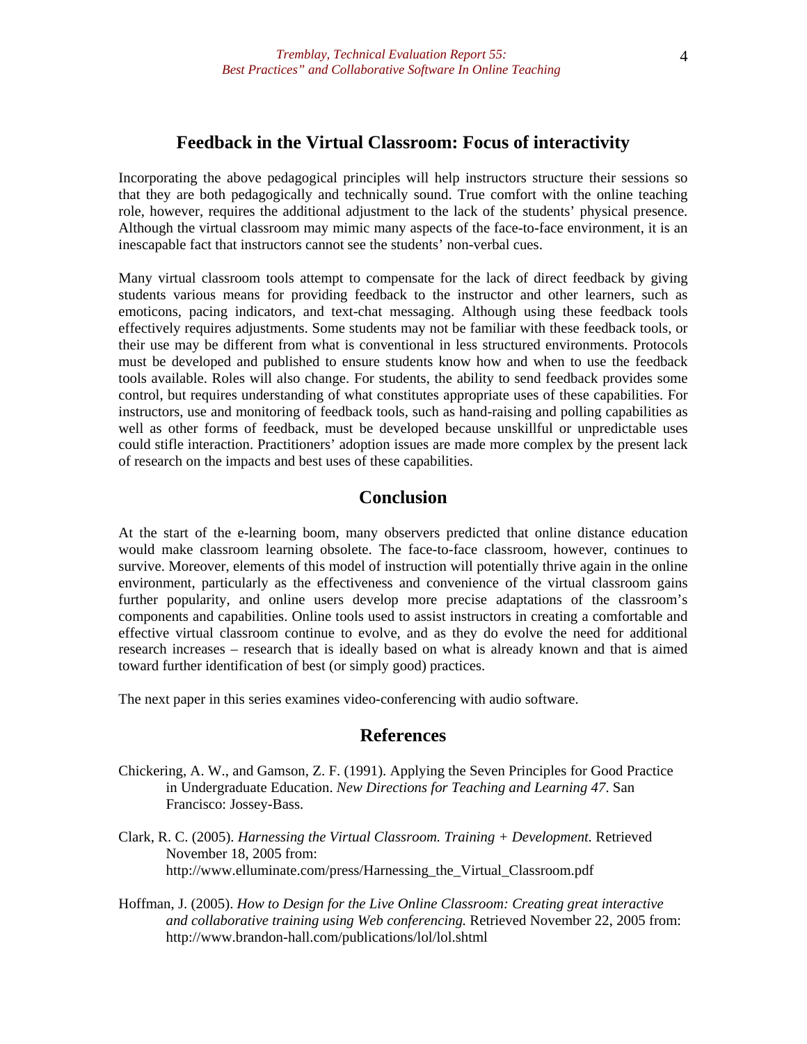## Feedback in the Virtual Classroom: Focus of interactivity

Incorporating the above pedagogical principles will help instructors structure their sessions so that they are both pedagogically and technically sound. True comfort with the online teaching role, however, requires the additional adjustment to the lack of the students' physical presence. Although the virtual classroom may mimic many aspects of the face-to-face environment, it is an inescapable fact that instructors cannot see the students' non-verbal cues.

Many virtual classroom tools attempt to compensate for the lack of direct feedback by giving students various means for providing feedback to the instructor and other learners, such as emoticons, pacing indicators, and text-chat messaging. Although using these feedback tools effectively requires adjustments. Some students may not be familiar with these feedback tools, or their use may be different from what is conventional in less structured environments. Protocols must be developed and published to ensure students know how and when to use the feedback tools available. Roles will also change. For students, the ability to send feedback provides some control, but requires understanding of what constitutes appropriate uses of these capabilities. For instructors, use and monitoring of feedback tools, such as hand-raising and polling capabilities as well as other forms of feedback, must be developed because unskillful or unpredictable uses could stifle interaction. Practitioners' adoption issues are made more complex by the present lack of research on the impacts and best uses of these capabilities.

## Conclusion

At the start of the e-learning boom, many observers predicted that online distance education would make classroom learning obsolete. The face-to-face classroom, however, continues to survive. Moreover, elements of this model of instruction will potentially thrive again in the online environment, particularly as the effectiveness and convenience of the virtual classroom gains further popularity, and online users develop more precise adaptations of the classroom's components and capabilities. Online tools used to assist instructors in creating a comfortable and effective virtual classroom continue to evolve, and as they do evolve the need for additional research increases – research that is ideally based on what is already known and that is aimed toward further identification of best (or simply good) practices.

The next paper in this series examines video-conferencing with audio software.

## References

Chickering, A. W., and Gamson, Z. F. (1991). Applying the Seven Principles for Good Practice in Undergraduate Education. *New Directions for Teaching and Learning 47*. San Francisco: Jossey-Bass.

Clark, R. C. (2005). *Harnessing the Virtual Classroom. Training + Development.* Retrieved November 18, 2005 from: http://www.elluminate.com/press/Harnessing_the_Virtual_Classroom.pdf

Hoffman, J. (2005). *How to Design for the Live Online Classroom: Creating great interactive and collaborative training using Web conferencing.* Retrieved November 22, 2005 from: http://www.brandon-hall.com/publications/lol/lol.shtml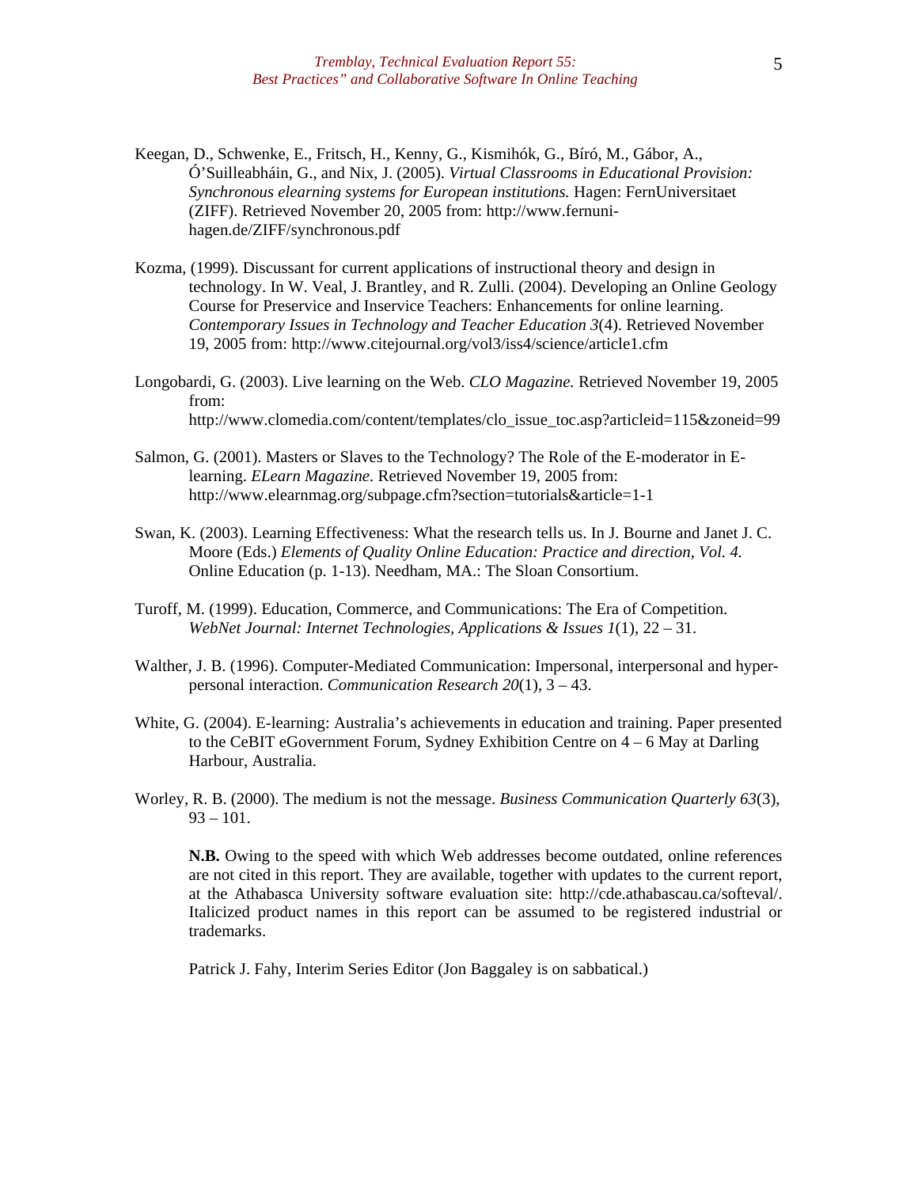Keegan, D., Schwenke, E., Fritsch, H., Kenny, G., Kismihók, G., Bíró, M., Gábor, A., Ó'Suilleabháin, G., and Nix, J. (2005). *Virtual Classrooms in Educational Provision: Synchronous elearning systems for European institutions.* Hagen: FernUniversitaet (ZIFF). Retrieved November 20, 2005 from: http://www.fernuni-hagen.de/ZIFF/synchronous.pdf

Kozma, (1999). Discussant for current applications of instructional theory and design in technology. In W. Veal, J. Brantley, and R. Zulli. (2004). Developing an Online Geology Course for Preservice and Inservice Teachers: Enhancements for online learning. *Contemporary Issues in Technology and Teacher Education 3*(4). Retrieved November 19, 2005 from: http://www.citejournal.org/vol3/iss4/science/article1.cfm

Longobardi, G. (2003). Live learning on the Web. *CLO Magazine.* Retrieved November 19, 2005 from: http://www.clomedia.com/content/templates/clo_issue_toc.asp?articleid=115&zoneid=99

Salmon, G. (2001). Masters or Slaves to the Technology? The Role of the E-moderator in E-learning. *ELearn Magazine*. Retrieved November 19, 2005 from: http://www.elearnmag.org/subpage.cfm?section=tutorials&article=1-1

Swan, K. (2003). Learning Effectiveness: What the research tells us. In J. Bourne and Janet J. C. Moore (Eds.) *Elements of Quality Online Education: Practice and direction, Vol. 4.* Online Education (p. 1-13). Needham, MA.: The Sloan Consortium.

Turoff, M. (1999). Education, Commerce, and Communications: The Era of Competition. *WebNet Journal: Internet Technologies, Applications & Issues 1*(1), 22 – 31.

Walther, J. B. (1996). Computer-Mediated Communication: Impersonal, interpersonal and hyper-personal interaction. *Communication Research 20*(1), 3 – 43.

White, G. (2004). E-learning: Australia's achievements in education and training. Paper presented to the CeBIT eGovernment Forum, Sydney Exhibition Centre on 4 – 6 May at Darling Harbour, Australia.

Worley, R. B. (2000). The medium is not the message. *Business Communication Quarterly 63*(3), 93 – 101.

**N.B.** Owing to the speed with which Web addresses become outdated, online references are not cited in this report. They are available, together with updates to the current report, at the Athabasca University software evaluation site: http://cde.athabascau.ca/softeval/. Italicized product names in this report can be assumed to be registered industrial or trademarks.

Patrick J. Fahy, Interim Series Editor (Jon Baggaley is on sabbatical.)